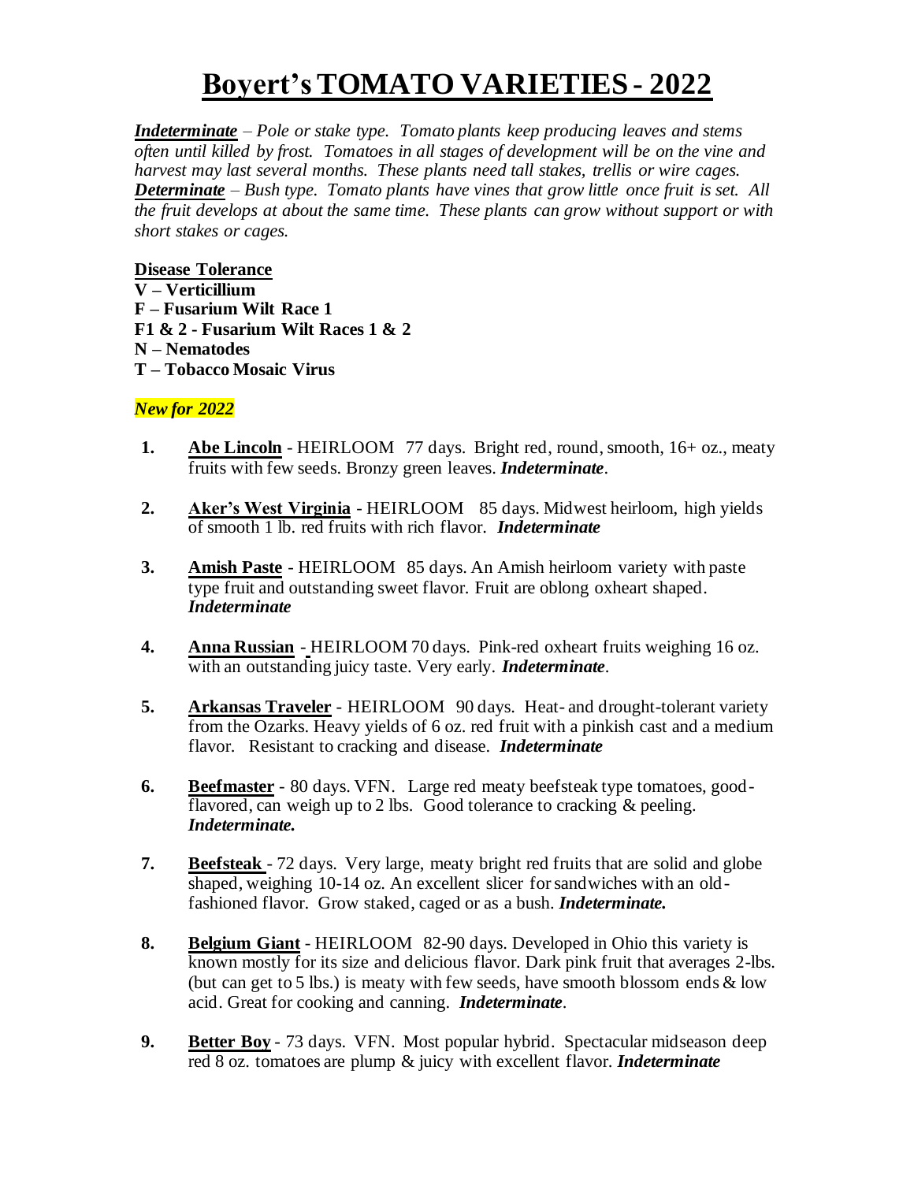# Boyert's TOMATO VARIETIES - 2022

***Indeterminate*** *– Pole or stake type. Tomato plants keep producing leaves and stems often until killed by frost. Tomatoes in all stages of development will be on the vine and harvest may last several months. These plants need tall stakes, trellis or wire cages.*
***Determinate*** *– Bush type. Tomato plants have vines that grow little once fruit is set. All the fruit develops at about the same time. These plants can grow without support or with short stakes or cages.*

**Disease Tolerance**
**V – Verticillium**
**F – Fusarium Wilt Race 1**
**F1 & 2 - Fusarium Wilt Races 1 & 2**
**N – Nematodes**
**T – Tobacco Mosaic Virus**

***New for 2022***

1. **Abe Lincoln** - HEIRLOOM 77 days. Bright red, round, smooth, 16+ oz., meaty fruits with few seeds. Bronzy green leaves. ***Indeterminate***.

2. **Aker's West Virginia** - HEIRLOOM 85 days. Midwest heirloom, high yields of smooth 1 lb. red fruits with rich flavor. ***Indeterminate***

3. **Amish Paste** - HEIRLOOM 85 days. An Amish heirloom variety with paste type fruit and outstanding sweet flavor. Fruit are oblong oxheart shaped. ***Indeterminate***

4. **Anna Russian** - HEIRLOOM 70 days. Pink-red oxheart fruits weighing 16 oz. with an outstanding juicy taste. Very early. ***Indeterminate***.

5. **Arkansas Traveler** - HEIRLOOM 90 days. Heat- and drought-tolerant variety from the Ozarks. Heavy yields of 6 oz. red fruit with a pinkish cast and a medium flavor. Resistant to cracking and disease. ***Indeterminate***

6. **Beefmaster** - 80 days. VFN. Large red meaty beefsteak type tomatoes, good-flavored, can weigh up to 2 lbs. Good tolerance to cracking & peeling. ***Indeterminate.***

7. **Beefsteak** - 72 days. Very large, meaty bright red fruits that are solid and globe shaped, weighing 10-14 oz. An excellent slicer for sandwiches with an old-fashioned flavor. Grow staked, caged or as a bush. ***Indeterminate.***

8. **Belgium Giant** - HEIRLOOM 82-90 days. Developed in Ohio this variety is known mostly for its size and delicious flavor. Dark pink fruit that averages 2-lbs. (but can get to 5 lbs.) is meaty with few seeds, have smooth blossom ends & low acid. Great for cooking and canning. ***Indeterminate***.

9. **Better Boy** - 73 days. VFN. Most popular hybrid. Spectacular midseason deep red 8 oz. tomatoes are plump & juicy with excellent flavor. ***Indeterminate***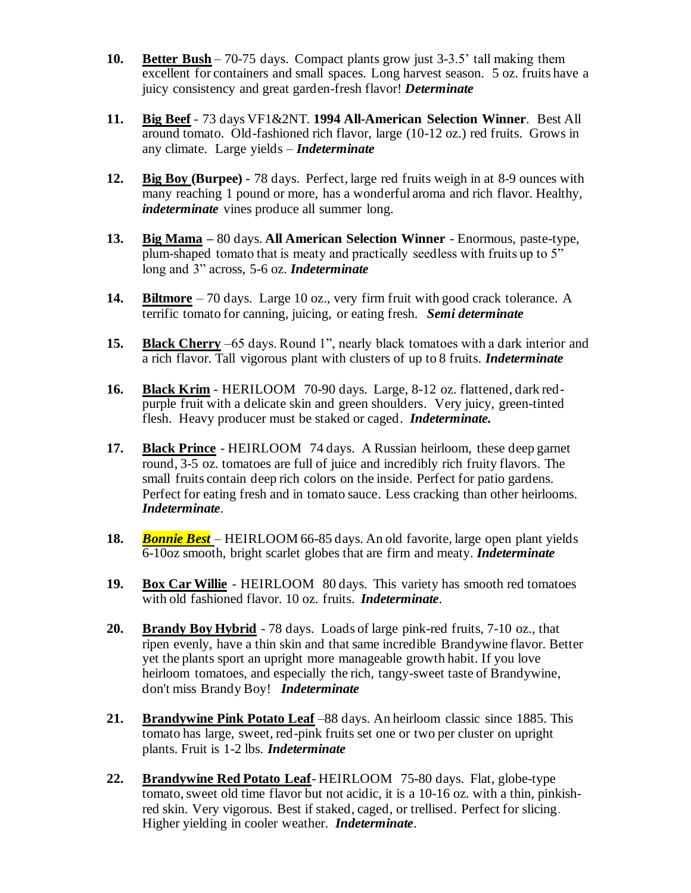10. **Better Bush** – 70-75 days. Compact plants grow just 3-3.5' tall making them excellent for containers and small spaces. Long harvest season. 5 oz. fruits have a juicy consistency and great garden-fresh flavor! ***Determinate***

11. **Big Beef** - 73 days VF1&2NT. **1994 All-American Selection Winner**. Best All around tomato. Old-fashioned rich flavor, large (10-12 oz.) red fruits. Grows in any climate. Large yields – ***Indeterminate***

12. **Big Boy (Burpee)** - 78 days. Perfect, large red fruits weigh in at 8-9 ounces with many reaching 1 pound or more, has a wonderful aroma and rich flavor. Healthy, ***indeterminate*** vines produce all summer long.

13. **Big Mama –** 80 days. **All American Selection Winner** - Enormous, paste-type, plum-shaped tomato that is meaty and practically seedless with fruits up to 5" long and 3" across, 5-6 oz. ***Indeterminate***

14. **Biltmore** – 70 days. Large 10 oz., very firm fruit with good crack tolerance. A terrific tomato for canning, juicing, or eating fresh. ***Semi determinate***

15. **Black Cherry** –65 days. Round 1", nearly black tomatoes with a dark interior and a rich flavor. Tall vigorous plant with clusters of up to 8 fruits. ***Indeterminate***

16. **Black Krim** - HERILOOM 70-90 days. Large, 8-12 oz. flattened, dark red-purple fruit with a delicate skin and green shoulders. Very juicy, green-tinted flesh. Heavy producer must be staked or caged. ***Indeterminate.***

17. **Black Prince** - HEIRLOOM 74 days. A Russian heirloom, these deep garnet round, 3-5 oz. tomatoes are full of juice and incredibly rich fruity flavors. The small fruits contain deep rich colors on the inside. Perfect for patio gardens. Perfect for eating fresh and in tomato sauce. Less cracking than other heirlooms. ***Indeterminate***.

18. ***Bonnie Best*** – HEIRLOOM 66-85 days. An old favorite, large open plant yields 6-10oz smooth, bright scarlet globes that are firm and meaty. ***Indeterminate***

19. **Box Car Willie** - HEIRLOOM 80 days. This variety has smooth red tomatoes with old fashioned flavor. 10 oz. fruits. ***Indeterminate***.

20. **Brandy Boy Hybrid** - 78 days. Loads of large pink-red fruits, 7-10 oz., that ripen evenly, have a thin skin and that same incredible Brandywine flavor. Better yet the plants sport an upright more manageable growth habit. If you love heirloom tomatoes, and especially the rich, tangy-sweet taste of Brandywine, don't miss Brandy Boy! ***Indeterminate***

21. **Brandywine Pink Potato Leaf** –88 days. An heirloom classic since 1885. This tomato has large, sweet, red-pink fruits set one or two per cluster on upright plants. Fruit is 1-2 lbs. ***Indeterminate***

22. **Brandywine Red Potato Leaf**- HEIRLOOM 75-80 days. Flat, globe-type tomato, sweet old time flavor but not acidic, it is a 10-16 oz. with a thin, pinkish-red skin. Very vigorous. Best if staked, caged, or trellised. Perfect for slicing. Higher yielding in cooler weather. ***Indeterminate***.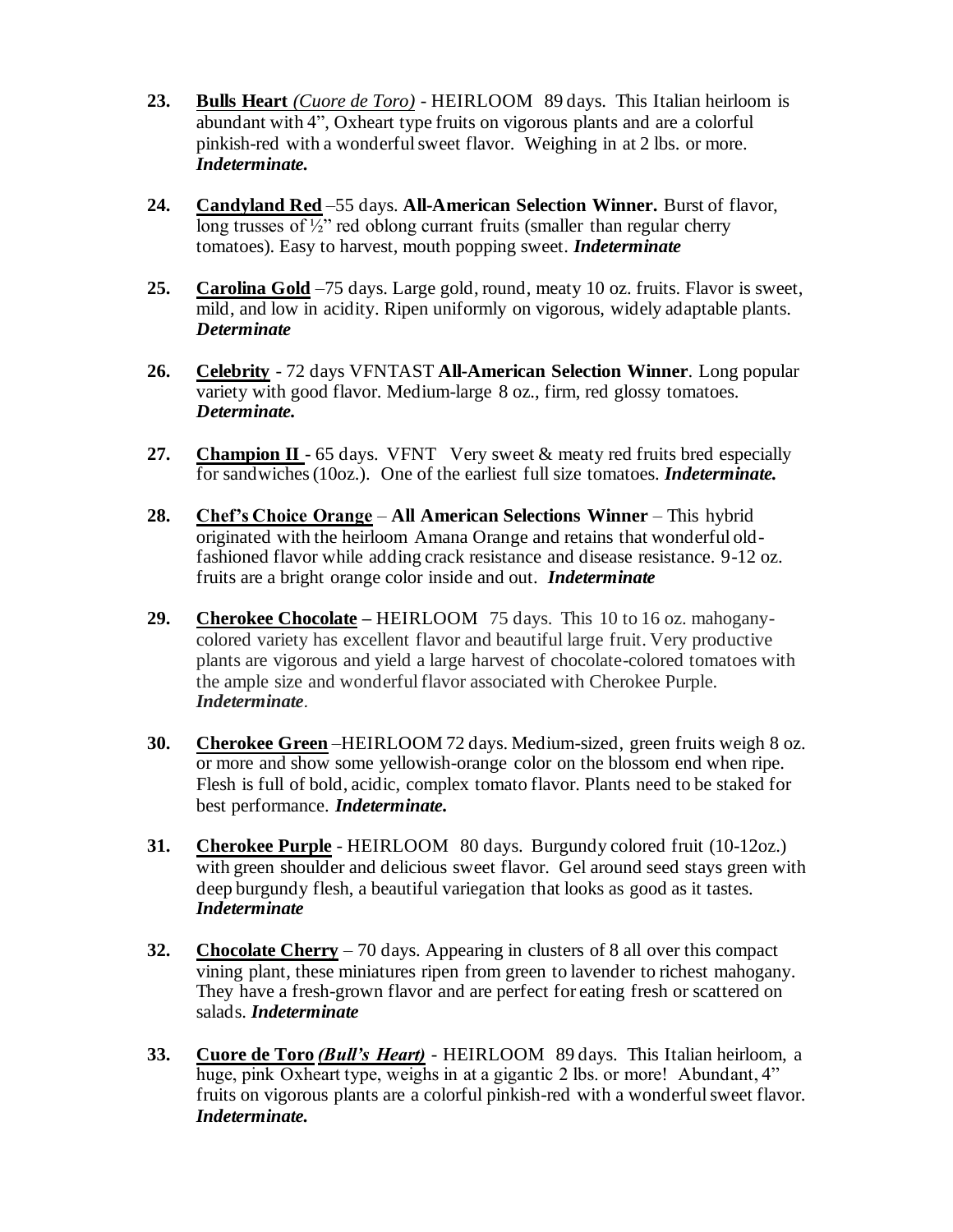23. **Bulls Heart** *(Cuore de Toro)* - HEIRLOOM 89 days. This Italian heirloom is abundant with 4", Oxheart type fruits on vigorous plants and are a colorful pinkish-red with a wonderful sweet flavor. Weighing in at 2 lbs. or more. ***Indeterminate.***

24. **Candyland Red** –55 days. **All-American Selection Winner.** Burst of flavor, long trusses of ½" red oblong currant fruits (smaller than regular cherry tomatoes). Easy to harvest, mouth popping sweet. ***Indeterminate***

25. **Carolina Gold** –75 days. Large gold, round, meaty 10 oz. fruits. Flavor is sweet, mild, and low in acidity. Ripen uniformly on vigorous, widely adaptable plants. ***Determinate***

26. **Celebrity** - 72 days VFNTAST **All-American Selection Winner**. Long popular variety with good flavor. Medium-large 8 oz., firm, red glossy tomatoes. ***Determinate.***

27. **Champion II** - 65 days. VFNT Very sweet & meaty red fruits bred especially for sandwiches (10oz.). One of the earliest full size tomatoes. ***Indeterminate.***

28. **Chef's Choice Orange** – **All American Selections Winner** – This hybrid originated with the heirloom Amana Orange and retains that wonderful old-fashioned flavor while adding crack resistance and disease resistance. 9-12 oz. fruits are a bright orange color inside and out. ***Indeterminate***

29. **Cherokee Chocolate –** HEIRLOOM 75 days. This 10 to 16 oz. mahogany-colored variety has excellent flavor and beautiful large fruit. Very productive plants are vigorous and yield a large harvest of chocolate-colored tomatoes with the ample size and wonderful flavor associated with Cherokee Purple. ***Indeterminate***.

30. **Cherokee Green** –HEIRLOOM 72 days. Medium-sized, green fruits weigh 8 oz. or more and show some yellowish-orange color on the blossom end when ripe. Flesh is full of bold, acidic, complex tomato flavor. Plants need to be staked for best performance. ***Indeterminate.***

31. **Cherokee Purple** - HEIRLOOM 80 days. Burgundy colored fruit (10-12oz.) with green shoulder and delicious sweet flavor. Gel around seed stays green with deep burgundy flesh, a beautiful variegation that looks as good as it tastes. ***Indeterminate***

32. **Chocolate Cherry** – 70 days. Appearing in clusters of 8 all over this compact vining plant, these miniatures ripen from green to lavender to richest mahogany. They have a fresh-grown flavor and are perfect for eating fresh or scattered on salads. ***Indeterminate***

33. **Cuore de Toro** ***(Bull's Heart)*** - HEIRLOOM 89 days. This Italian heirloom, a huge, pink Oxheart type, weighs in at a gigantic 2 lbs. or more! Abundant, 4" fruits on vigorous plants are a colorful pinkish-red with a wonderful sweet flavor. ***Indeterminate.***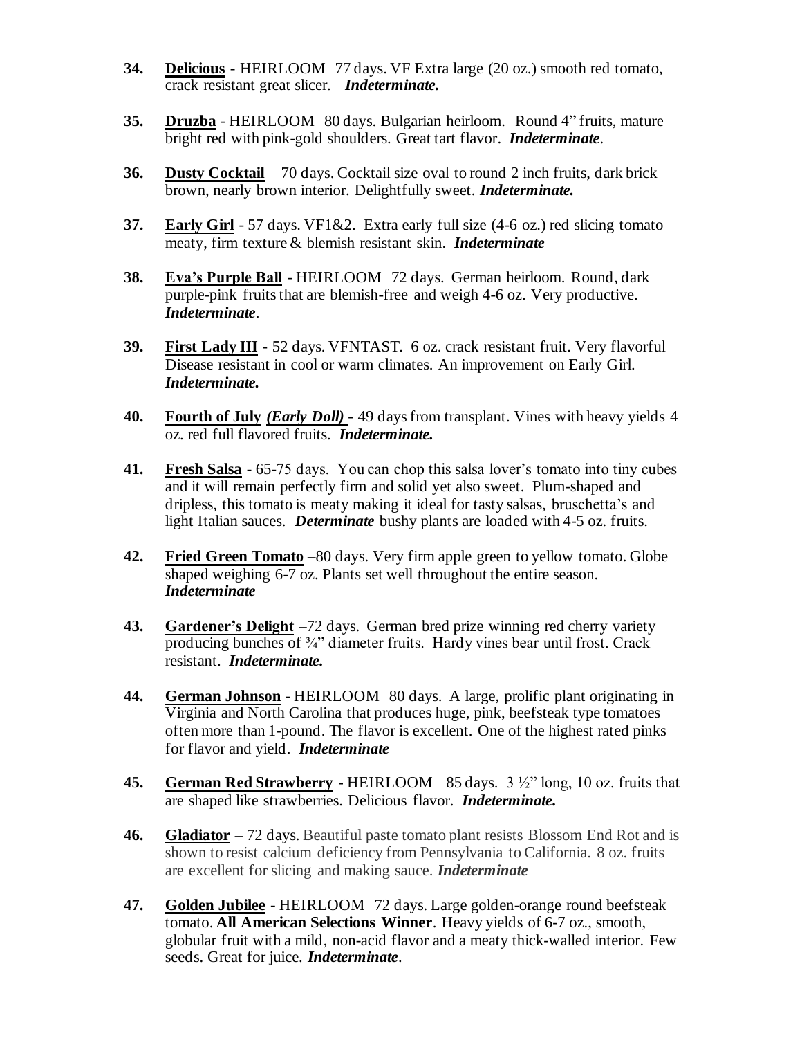**34. Delicious** - HEIRLOOM 77 days. VF Extra large (20 oz.) smooth red tomato, crack resistant great slicer. ***Indeterminate.***

**35. Druzba** - HEIRLOOM 80 days. Bulgarian heirloom. Round 4" fruits, mature bright red with pink-gold shoulders. Great tart flavor. ***Indeterminate***.

**36. Dusty Cocktail** – 70 days. Cocktail size oval to round 2 inch fruits, dark brick brown, nearly brown interior. Delightfully sweet. ***Indeterminate.***

**37. Early Girl** - 57 days. VF1&2. Extra early full size (4-6 oz.) red slicing tomato meaty, firm texture & blemish resistant skin. ***Indeterminate***

**38. Eva's Purple Ball** - HEIRLOOM 72 days. German heirloom. Round, dark purple-pink fruits that are blemish-free and weigh 4-6 oz. Very productive. ***Indeterminate***.

**39. First Lady III** - 52 days. VFNTAST. 6 oz. crack resistant fruit. Very flavorful Disease resistant in cool or warm climates. An improvement on Early Girl. ***Indeterminate.***

**40. Fourth of July *(Early Doll)*** - 49 days from transplant. Vines with heavy yields 4 oz. red full flavored fruits. ***Indeterminate.***

**41. Fresh Salsa** - 65-75 days. You can chop this salsa lover's tomato into tiny cubes and it will remain perfectly firm and solid yet also sweet. Plum-shaped and dripless, this tomato is meaty making it ideal for tasty salsas, bruschetta's and light Italian sauces. ***Determinate*** bushy plants are loaded with 4-5 oz. fruits.

**42. Fried Green Tomato** –80 days. Very firm apple green to yellow tomato. Globe shaped weighing 6-7 oz. Plants set well throughout the entire season. ***Indeterminate***

**43. Gardener's Delight** –72 days. German bred prize winning red cherry variety producing bunches of ¾" diameter fruits. Hardy vines bear until frost. Crack resistant. ***Indeterminate.***

**44. German Johnson** - HEIRLOOM 80 days. A large, prolific plant originating in Virginia and North Carolina that produces huge, pink, beefsteak type tomatoes often more than 1-pound. The flavor is excellent. One of the highest rated pinks for flavor and yield. ***Indeterminate***

**45. German Red Strawberry** - HEIRLOOM 85 days. 3 ½" long, 10 oz. fruits that are shaped like strawberries. Delicious flavor. ***Indeterminate.***

**46. Gladiator** – 72 days. Beautiful paste tomato plant resists Blossom End Rot and is shown to resist calcium deficiency from Pennsylvania to California. 8 oz. fruits are excellent for slicing and making sauce. ***Indeterminate***

**47. Golden Jubilee** - HEIRLOOM 72 days. Large golden-orange round beefsteak tomato. **All American Selections Winner**. Heavy yields of 6-7 oz., smooth, globular fruit with a mild, non-acid flavor and a meaty thick-walled interior. Few seeds. Great for juice. ***Indeterminate***.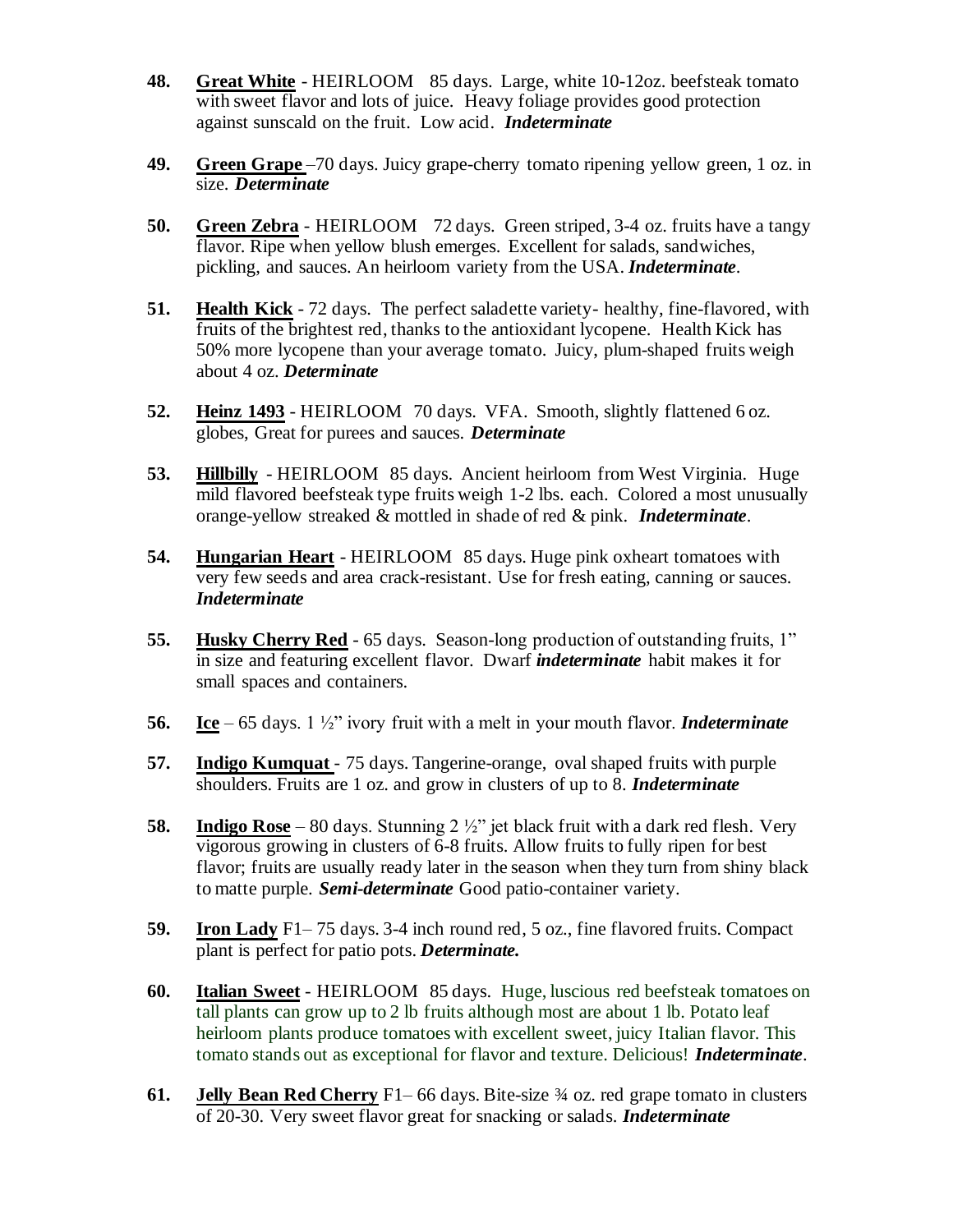**48.** **Great White** - HEIRLOOM 85 days. Large, white 10-12oz. beefsteak tomato with sweet flavor and lots of juice. Heavy foliage provides good protection against sunscald on the fruit. Low acid. ***Indeterminate***

**49.** **Green Grape** –70 days. Juicy grape-cherry tomato ripening yellow green, 1 oz. in size. ***Determinate***

**50.** **Green Zebra** - HEIRLOOM 72 days. Green striped, 3-4 oz. fruits have a tangy flavor. Ripe when yellow blush emerges. Excellent for salads, sandwiches, pickling, and sauces. An heirloom variety from the USA. ***Indeterminate***.

**51.** **Health Kick** - 72 days. The perfect saladette variety- healthy, fine-flavored, with fruits of the brightest red, thanks to the antioxidant lycopene. Health Kick has 50% more lycopene than your average tomato. Juicy, plum-shaped fruits weigh about 4 oz. ***Determinate***

**52.** **Heinz 1493** - HEIRLOOM 70 days. VFA. Smooth, slightly flattened 6 oz. globes, Great for purees and sauces. ***Determinate***

**53.** **Hillbilly** - HEIRLOOM 85 days. Ancient heirloom from West Virginia. Huge mild flavored beefsteak type fruits weigh 1-2 lbs. each. Colored a most unusually orange-yellow streaked & mottled in shade of red & pink. ***Indeterminate***.

**54.** **Hungarian Heart** - HEIRLOOM 85 days. Huge pink oxheart tomatoes with very few seeds and area crack-resistant. Use for fresh eating, canning or sauces. ***Indeterminate***

**55.** **Husky Cherry Red** - 65 days. Season-long production of outstanding fruits, 1" in size and featuring excellent flavor. Dwarf ***indeterminate*** habit makes it for small spaces and containers.

**56.** **Ice** – 65 days. 1 ½" ivory fruit with a melt in your mouth flavor. ***Indeterminate***

**57.** **Indigo Kumquat** - 75 days. Tangerine-orange, oval shaped fruits with purple shoulders. Fruits are 1 oz. and grow in clusters of up to 8. ***Indeterminate***

**58.** **Indigo Rose** – 80 days. Stunning 2 ½" jet black fruit with a dark red flesh. Very vigorous growing in clusters of 6-8 fruits. Allow fruits to fully ripen for best flavor; fruits are usually ready later in the season when they turn from shiny black to matte purple. ***Semi-determinate*** Good patio-container variety.

**59.** **Iron Lady** F1– 75 days. 3-4 inch round red, 5 oz., fine flavored fruits. Compact plant is perfect for patio pots. ***Determinate.***

**60.** **Italian Sweet** - HEIRLOOM 85 days. Huge, luscious red beefsteak tomatoes on tall plants can grow up to 2 lb fruits although most are about 1 lb. Potato leaf heirloom plants produce tomatoes with excellent sweet, juicy Italian flavor. This tomato stands out as exceptional for flavor and texture. Delicious! ***Indeterminate***.

**61.** **Jelly Bean Red Cherry** F1– 66 days. Bite-size ¾ oz. red grape tomato in clusters of 20-30. Very sweet flavor great for snacking or salads. ***Indeterminate***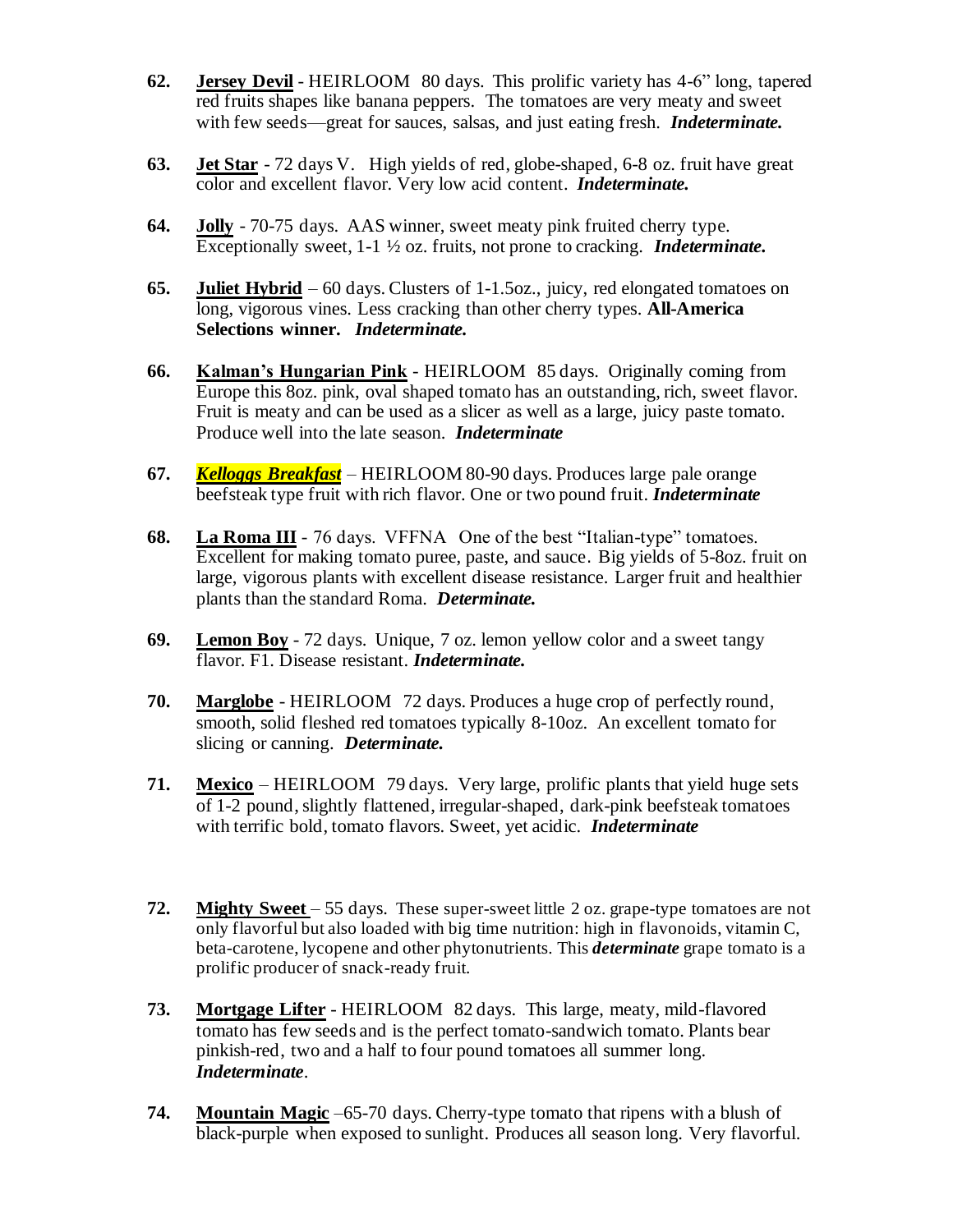**62.** **Jersey Devil** - HEIRLOOM 80 days. This prolific variety has 4-6" long, tapered red fruits shapes like banana peppers. The tomatoes are very meaty and sweet with few seeds—great for sauces, salsas, and just eating fresh. ***Indeterminate.***

**63.** **Jet Star** - 72 days V. High yields of red, globe-shaped, 6-8 oz. fruit have great color and excellent flavor. Very low acid content. ***Indeterminate.***

**64.** **Jolly** - 70-75 days. AAS winner, sweet meaty pink fruited cherry type. Exceptionally sweet, 1-1 ½ oz. fruits, not prone to cracking. ***Indeterminate.***

**65.** **Juliet Hybrid** – 60 days. Clusters of 1-1.5oz., juicy, red elongated tomatoes on long, vigorous vines. Less cracking than other cherry types. **All-America Selections winner.** ***Indeterminate.***

**66.** **Kalman's Hungarian Pink** - HEIRLOOM 85 days. Originally coming from Europe this 8oz. pink, oval shaped tomato has an outstanding, rich, sweet flavor. Fruit is meaty and can be used as a slicer as well as a large, juicy paste tomato. Produce well into the late season. ***Indeterminate***

**67.** ***Kelloggs Breakfast*** – HEIRLOOM 80-90 days. Produces large pale orange beefsteak type fruit with rich flavor. One or two pound fruit. ***Indeterminate***

**68.** **La Roma III** - 76 days. VFFNA One of the best "Italian-type" tomatoes. Excellent for making tomato puree, paste, and sauce. Big yields of 5-8oz. fruit on large, vigorous plants with excellent disease resistance. Larger fruit and healthier plants than the standard Roma. ***Determinate.***

**69.** **Lemon Boy** - 72 days. Unique, 7 oz. lemon yellow color and a sweet tangy flavor. F1. Disease resistant. ***Indeterminate.***

**70.** **Marglobe** - HEIRLOOM 72 days. Produces a huge crop of perfectly round, smooth, solid fleshed red tomatoes typically 8-10oz. An excellent tomato for slicing or canning. ***Determinate.***

**71.** **Mexico** – HEIRLOOM 79 days. Very large, prolific plants that yield huge sets of 1-2 pound, slightly flattened, irregular-shaped, dark-pink beefsteak tomatoes with terrific bold, tomato flavors. Sweet, yet acidic. ***Indeterminate***

**72.** **Mighty Sweet** – 55 days. These super-sweet little 2 oz. grape-type tomatoes are not only flavorful but also loaded with big time nutrition: high in flavonoids, vitamin C, beta-carotene, lycopene and other phytonutrients. This ***determinate*** grape tomato is a prolific producer of snack-ready fruit.

**73.** **Mortgage Lifter** - HEIRLOOM 82 days. This large, meaty, mild-flavored tomato has few seeds and is the perfect tomato-sandwich tomato. Plants bear pinkish-red, two and a half to four pound tomatoes all summer long. ***Indeterminate***.

**74.** **Mountain Magic** –65-70 days. Cherry-type tomato that ripens with a blush of black-purple when exposed to sunlight. Produces all season long. Very flavorful.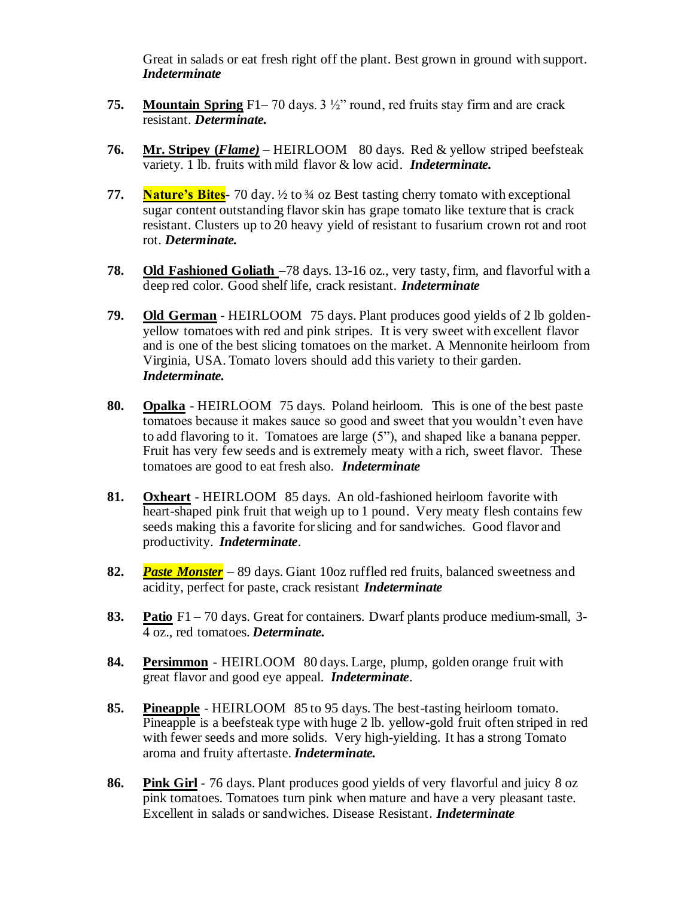Great in salads or eat fresh right off the plant. Best grown in ground with support. ***Indeterminate***

**75.** **Mountain Spring** F1– 70 days. 3 ½" round, red fruits stay firm and are crack resistant. ***Determinate.***

**76.** **Mr. Stripey (*Flame)*** – HEIRLOOM 80 days. Red & yellow striped beefsteak variety. 1 lb. fruits with mild flavor & low acid. ***Indeterminate.***

**77.** **Nature's Bites**- 70 day. ½ to ¾ oz Best tasting cherry tomato with exceptional sugar content outstanding flavor skin has grape tomato like texture that is crack resistant. Clusters up to 20 heavy yield of resistant to fusarium crown rot and root rot. ***Determinate.***

**78.** **Old Fashioned Goliath** –78 days. 13-16 oz., very tasty, firm, and flavorful with a deep red color. Good shelf life, crack resistant. ***Indeterminate***

**79.** **Old German** - HEIRLOOM 75 days. Plant produces good yields of 2 lb golden-yellow tomatoes with red and pink stripes. It is very sweet with excellent flavor and is one of the best slicing tomatoes on the market. A Mennonite heirloom from Virginia, USA. Tomato lovers should add this variety to their garden. ***Indeterminate.***

**80.** **Opalka** - HEIRLOOM 75 days. Poland heirloom. This is one of the best paste tomatoes because it makes sauce so good and sweet that you wouldn't even have to add flavoring to it. Tomatoes are large (5"), and shaped like a banana pepper. Fruit has very few seeds and is extremely meaty with a rich, sweet flavor. These tomatoes are good to eat fresh also. ***Indeterminate***

**81.** **Oxheart** - HEIRLOOM 85 days. An old-fashioned heirloom favorite with heart-shaped pink fruit that weigh up to 1 pound. Very meaty flesh contains few seeds making this a favorite for slicing and for sandwiches. Good flavor and productivity. ***Indeterminate***.

**82.** ***Paste Monster*** – 89 days. Giant 10oz ruffled red fruits, balanced sweetness and acidity, perfect for paste, crack resistant ***Indeterminate***

**83.** **Patio** F1 – 70 days. Great for containers. Dwarf plants produce medium-small, 3-4 oz., red tomatoes. ***Determinate.***

**84.** **Persimmon** - HEIRLOOM 80 days. Large, plump, golden orange fruit with great flavor and good eye appeal. ***Indeterminate***.

**85.** **Pineapple** - HEIRLOOM 85 to 95 days. The best-tasting heirloom tomato. Pineapple is a beefsteak type with huge 2 lb. yellow-gold fruit often striped in red with fewer seeds and more solids. Very high-yielding. It has a strong Tomato aroma and fruity aftertaste. ***Indeterminate.***

**86.** **Pink Girl** - 76 days. Plant produces good yields of very flavorful and juicy 8 oz pink tomatoes. Tomatoes turn pink when mature and have a very pleasant taste. Excellent in salads or sandwiches. Disease Resistant. ***Indeterminate***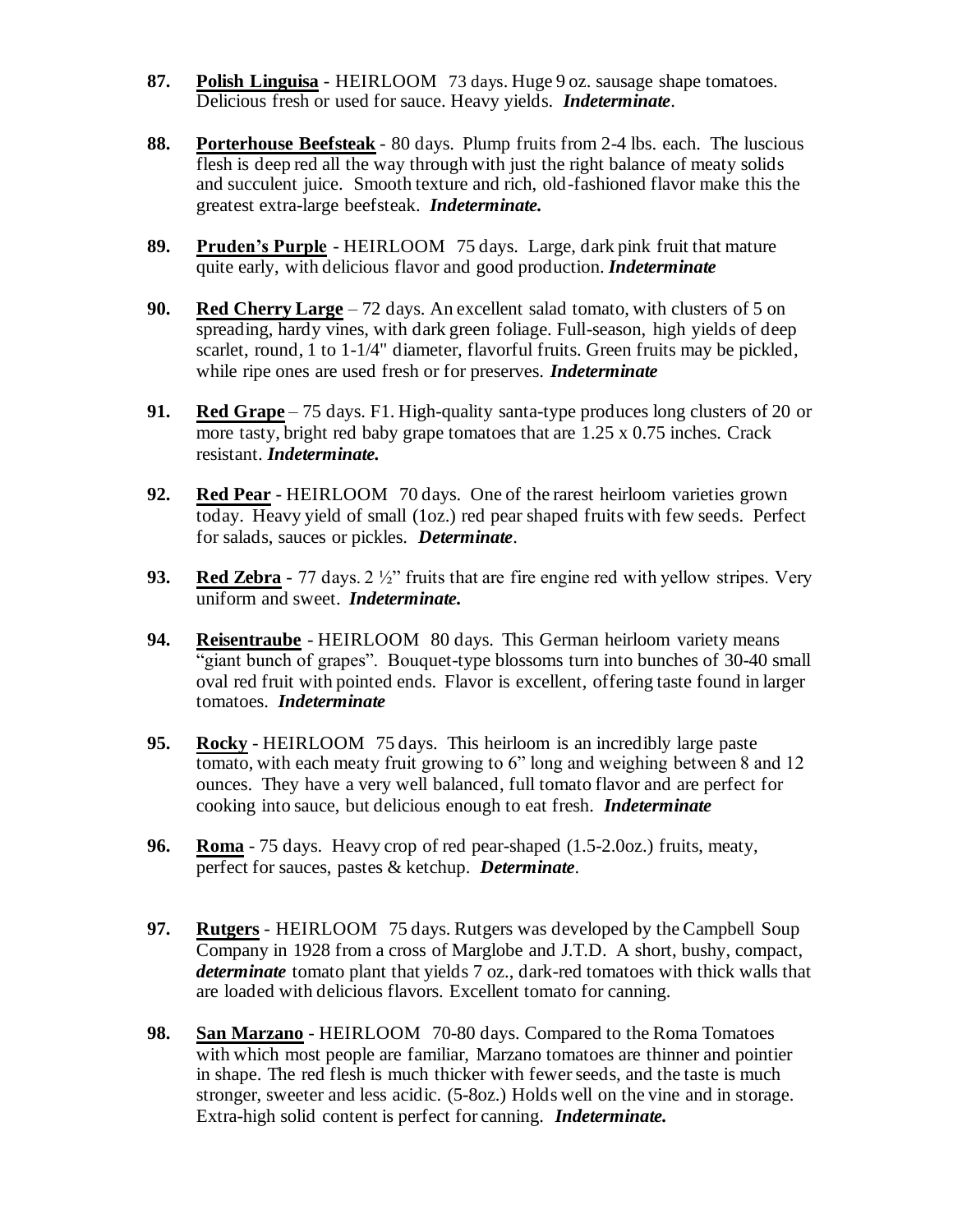**87.** **Polish Linguisa** - HEIRLOOM 73 days. Huge 9 oz. sausage shape tomatoes. Delicious fresh or used for sauce. Heavy yields. ***Indeterminate***.

**88.** **Porterhouse Beefsteak** - 80 days. Plump fruits from 2-4 lbs. each. The luscious flesh is deep red all the way through with just the right balance of meaty solids and succulent juice. Smooth texture and rich, old-fashioned flavor make this the greatest extra-large beefsteak. ***Indeterminate.***

**89.** **Pruden's Purple** - HEIRLOOM 75 days. Large, dark pink fruit that mature quite early, with delicious flavor and good production. ***Indeterminate***

**90.** **Red Cherry Large** – 72 days. An excellent salad tomato, with clusters of 5 on spreading, hardy vines, with dark green foliage. Full-season, high yields of deep scarlet, round, 1 to 1-1/4" diameter, flavorful fruits. Green fruits may be pickled, while ripe ones are used fresh or for preserves. ***Indeterminate***

**91.** **Red Grape** – 75 days. F1. High-quality santa-type produces long clusters of 20 or more tasty, bright red baby grape tomatoes that are 1.25 x 0.75 inches. Crack resistant. ***Indeterminate.***

**92.** **Red Pear** - HEIRLOOM 70 days. One of the rarest heirloom varieties grown today. Heavy yield of small (1oz.) red pear shaped fruits with few seeds. Perfect for salads, sauces or pickles. ***Determinate***.

**93.** **Red Zebra** - 77 days. 2 ½" fruits that are fire engine red with yellow stripes. Very uniform and sweet. ***Indeterminate.***

**94.** **Reisentraube** - HEIRLOOM 80 days. This German heirloom variety means "giant bunch of grapes". Bouquet-type blossoms turn into bunches of 30-40 small oval red fruit with pointed ends. Flavor is excellent, offering taste found in larger tomatoes. ***Indeterminate***

**95.** **Rocky** - HEIRLOOM 75 days. This heirloom is an incredibly large paste tomato, with each meaty fruit growing to 6" long and weighing between 8 and 12 ounces. They have a very well balanced, full tomato flavor and are perfect for cooking into sauce, but delicious enough to eat fresh. ***Indeterminate***

**96.** **Roma** - 75 days. Heavy crop of red pear-shaped (1.5-2.0oz.) fruits, meaty, perfect for sauces, pastes & ketchup. ***Determinate***.

**97.** **Rutgers** - HEIRLOOM 75 days. Rutgers was developed by the Campbell Soup Company in 1928 from a cross of Marglobe and J.T.D. A short, bushy, compact, ***determinate*** tomato plant that yields 7 oz., dark-red tomatoes with thick walls that are loaded with delicious flavors. Excellent tomato for canning.

**98.** **San Marzano** - HEIRLOOM 70-80 days. Compared to the Roma Tomatoes with which most people are familiar, Marzano tomatoes are thinner and pointier in shape. The red flesh is much thicker with fewer seeds, and the taste is much stronger, sweeter and less acidic. (5-8oz.) Holds well on the vine and in storage. Extra-high solid content is perfect for canning. ***Indeterminate.***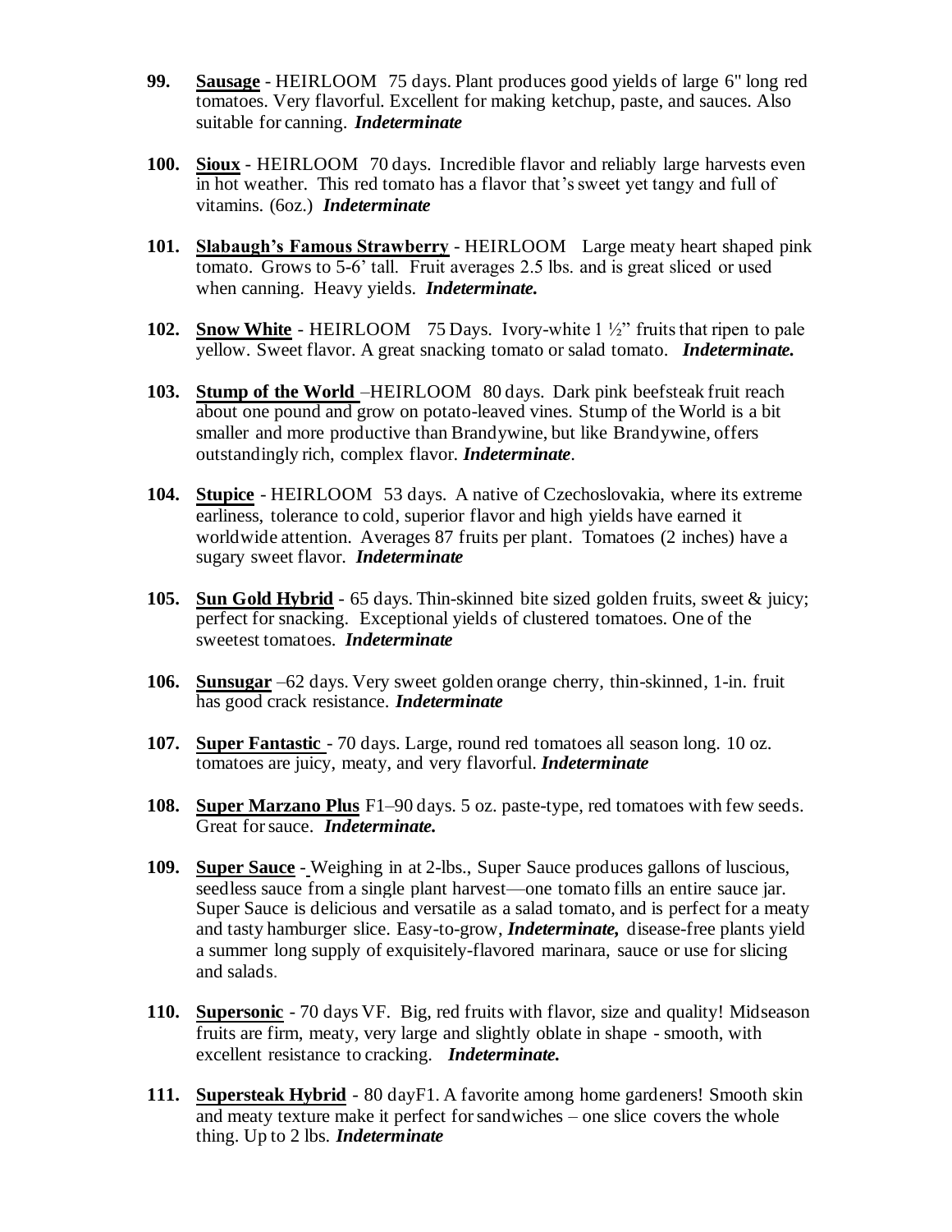**99. Sausage** - HEIRLOOM 75 days. Plant produces good yields of large 6" long red tomatoes. Very flavorful. Excellent for making ketchup, paste, and sauces. Also suitable for canning. ***Indeterminate***

**100. Sioux** - HEIRLOOM 70 days. Incredible flavor and reliably large harvests even in hot weather. This red tomato has a flavor that's sweet yet tangy and full of vitamins. (6oz.) ***Indeterminate***

**101. Slabaugh's Famous Strawberry** - HEIRLOOM Large meaty heart shaped pink tomato. Grows to 5-6' tall. Fruit averages 2.5 lbs. and is great sliced or used when canning. Heavy yields. ***Indeterminate.***

**102. Snow White** - HEIRLOOM 75 Days. Ivory-white 1 ½" fruits that ripen to pale yellow. Sweet flavor. A great snacking tomato or salad tomato. ***Indeterminate.***

**103. Stump of the World** –HEIRLOOM 80 days. Dark pink beefsteak fruit reach about one pound and grow on potato-leaved vines. Stump of the World is a bit smaller and more productive than Brandywine, but like Brandywine, offers outstandingly rich, complex flavor. ***Indeterminate***.

**104. Stupice** - HEIRLOOM 53 days. A native of Czechoslovakia, where its extreme earliness, tolerance to cold, superior flavor and high yields have earned it worldwide attention. Averages 87 fruits per plant. Tomatoes (2 inches) have a sugary sweet flavor. ***Indeterminate***

**105. Sun Gold Hybrid** - 65 days. Thin-skinned bite sized golden fruits, sweet & juicy; perfect for snacking. Exceptional yields of clustered tomatoes. One of the sweetest tomatoes. ***Indeterminate***

**106. Sunsugar** –62 days. Very sweet golden orange cherry, thin-skinned, 1-in. fruit has good crack resistance. ***Indeterminate***

**107. Super Fantastic** - 70 days. Large, round red tomatoes all season long. 10 oz. tomatoes are juicy, meaty, and very flavorful. ***Indeterminate***

**108. Super Marzano Plus** F1–90 days. 5 oz. paste-type, red tomatoes with few seeds. Great for sauce. ***Indeterminate.***

**109. Super Sauce** - Weighing in at 2-lbs., Super Sauce produces gallons of luscious, seedless sauce from a single plant harvest—one tomato fills an entire sauce jar. Super Sauce is delicious and versatile as a salad tomato, and is perfect for a meaty and tasty hamburger slice. Easy-to-grow, ***Indeterminate,*** disease-free plants yield a summer long supply of exquisitely-flavored marinara, sauce or use for slicing and salads.

**110. Supersonic** - 70 days VF. Big, red fruits with flavor, size and quality! Midseason fruits are firm, meaty, very large and slightly oblate in shape - smooth, with excellent resistance to cracking. ***Indeterminate.***

**111. Supersteak Hybrid** - 80 dayF1. A favorite among home gardeners! Smooth skin and meaty texture make it perfect for sandwiches – one slice covers the whole thing. Up to 2 lbs. ***Indeterminate***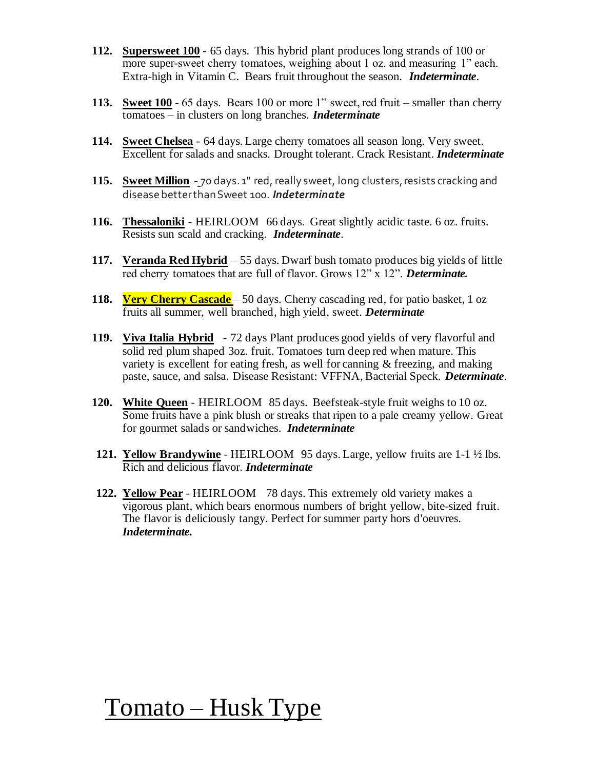112. **Supersweet 100** - 65 days. This hybrid plant produces long strands of 100 or more super-sweet cherry tomatoes, weighing about 1 oz. and measuring 1" each. Extra-high in Vitamin C. Bears fruit throughout the season. ***Indeterminate***.

113. **Sweet 100** - 65 days. Bears 100 or more 1" sweet, red fruit – smaller than cherry tomatoes – in clusters on long branches. ***Indeterminate***

114. **Sweet Chelsea** - 64 days. Large cherry tomatoes all season long. Very sweet. Excellent for salads and snacks. Drought tolerant. Crack Resistant. ***Indeterminate***

115. **Sweet Million** - 70 days. 1" red, really sweet, long clusters, resists cracking and disease better than Sweet 100. ***Indeterminate***

116. **Thessaloniki** - HEIRLOOM 66 days. Great slightly acidic taste. 6 oz. fruits. Resists sun scald and cracking. ***Indeterminate***.

117. **Veranda Red Hybrid** – 55 days. Dwarf bush tomato produces big yields of little red cherry tomatoes that are full of flavor. Grows 12" x 12". ***Determinate.***

118. **Very Cherry Cascade** – 50 days. Cherry cascading red, for patio basket, 1 oz fruits all summer, well branched, high yield, sweet. ***Determinate***

119. **Viva Italia Hybrid** - 72 days Plant produces good yields of very flavorful and solid red plum shaped 3oz. fruit. Tomatoes turn deep red when mature. This variety is excellent for eating fresh, as well for canning & freezing, and making paste, sauce, and salsa. Disease Resistant: VFFNA, Bacterial Speck. ***Determinate***.

120. **White Queen** - HEIRLOOM 85 days. Beefsteak-style fruit weighs to 10 oz. Some fruits have a pink blush or streaks that ripen to a pale creamy yellow. Great for gourmet salads or sandwiches. ***Indeterminate***

121. **Yellow Brandywine** - HEIRLOOM 95 days. Large, yellow fruits are 1-1 ½ lbs. Rich and delicious flavor. ***Indeterminate***

122. **Yellow Pear** - HEIRLOOM 78 days. This extremely old variety makes a vigorous plant, which bears enormous numbers of bright yellow, bite-sized fruit. The flavor is deliciously tangy. Perfect for summer party hors d'oeuvres. ***Indeterminate.***

# Tomato – Husk Type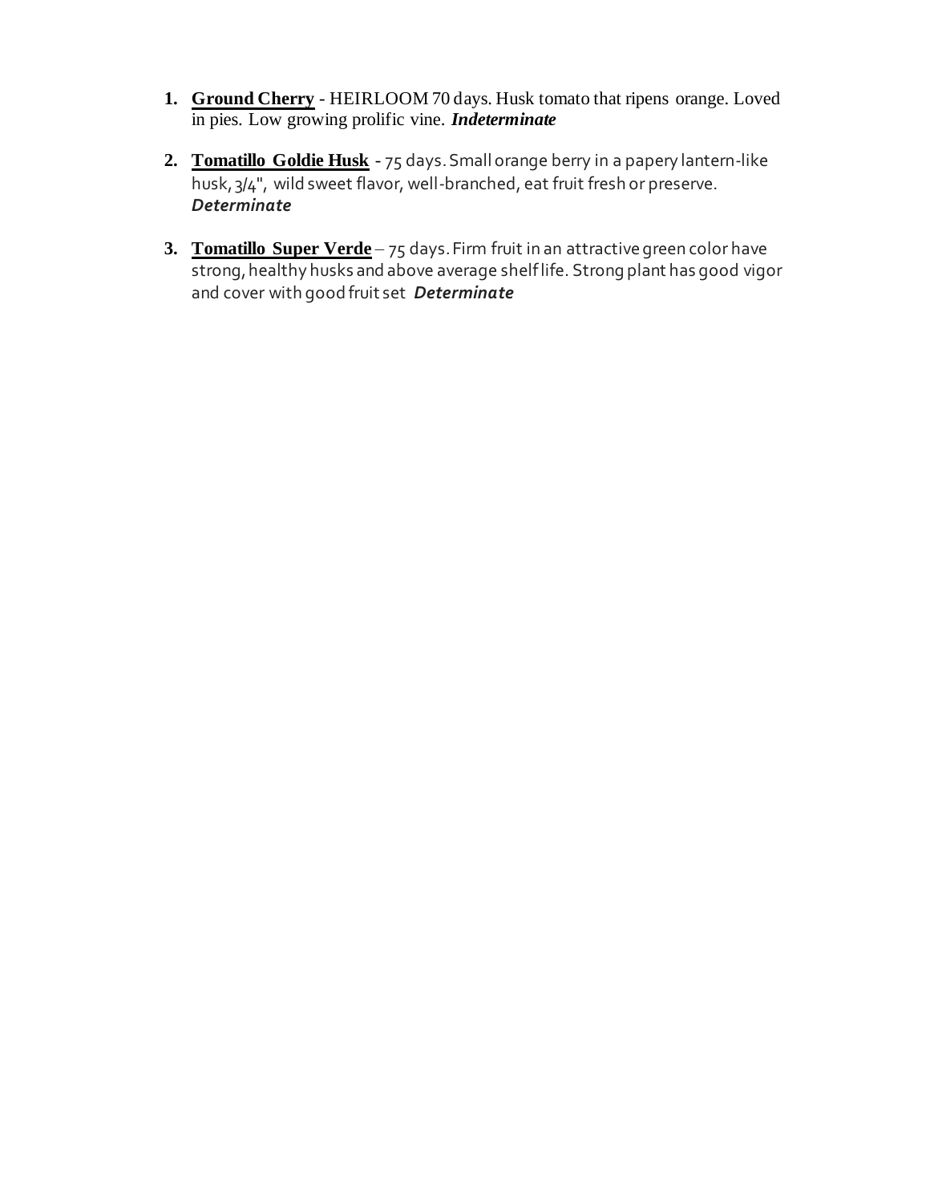1. **<u>Ground Cherry</u>** - HEIRLOOM 70 days. Husk tomato that ripens orange. Loved in pies. Low growing prolific vine. ***Indeterminate***

2. **<u>Tomatillo Goldie Husk</u>** - 75 days. Small orange berry in a papery lantern-like husk, 3/4", wild sweet flavor, well-branched, eat fruit fresh or preserve. ***Determinate***

3. **<u>Tomatillo Super Verde</u>** – 75 days. Firm fruit in an attractive green color have strong, healthy husks and above average shelf life. Strong plant has good vigor and cover with good fruit set ***Determinate***